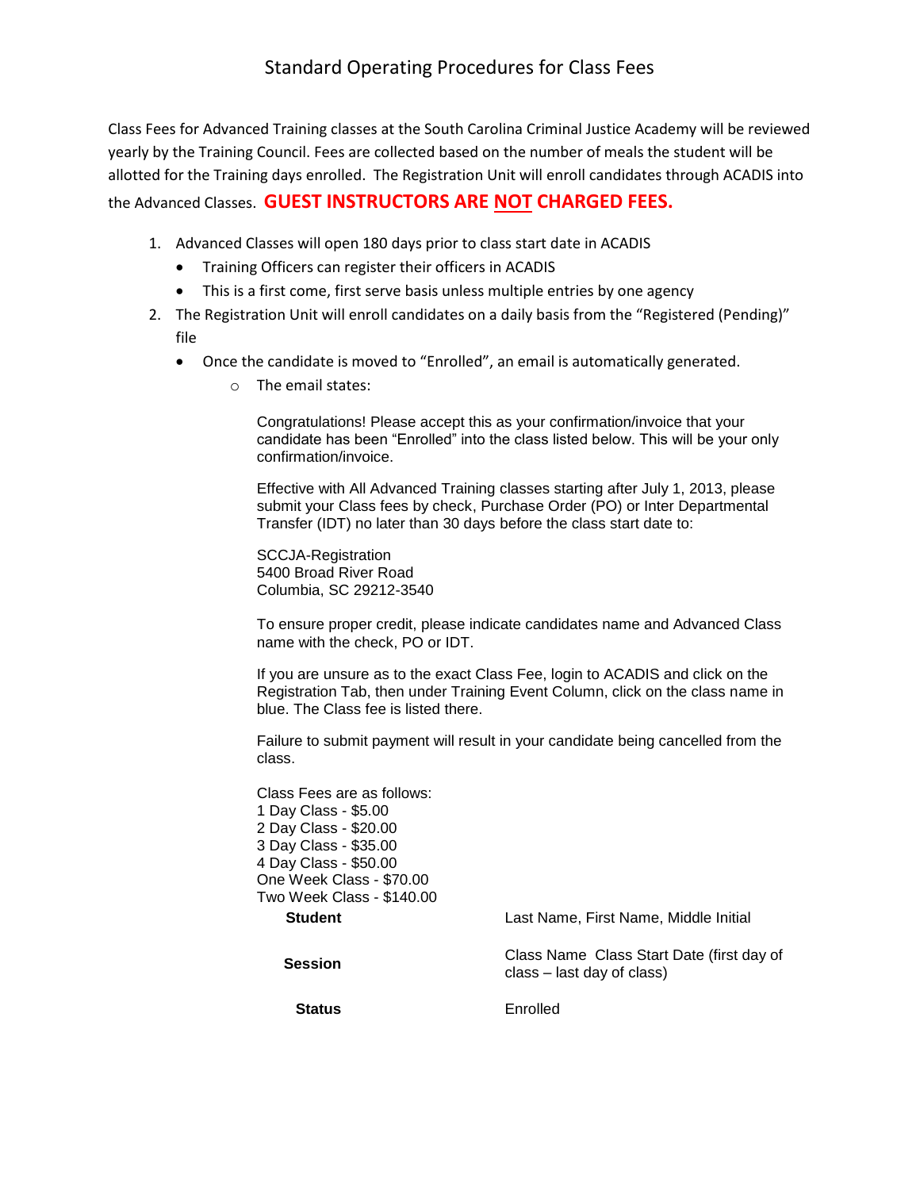# Standard Operating Procedures for Class Fees

Class Fees for Advanced Training classes at the South Carolina Criminal Justice Academy will be reviewed yearly by the Training Council. Fees are collected based on the number of meals the student will be allotted for the Training days enrolled. The Registration Unit will enroll candidates through ACADIS into the Advanced Classes. **GUEST INSTRUCTORS ARE <u>NOT</u> CHARGED FEES.**

1. Advanced Classes will open 180 days prior to class start date in ACADIS
   - Training Officers can register their officers in ACADIS
   - This is a first come, first serve basis unless multiple entries by one agency
2. The Registration Unit will enroll candidates on a daily basis from the "Registered (Pending)" file
   - Once the candidate is moved to "Enrolled", an email is automatically generated.
     - The email states:

       Congratulations! Please accept this as your confirmation/invoice that your candidate has been "Enrolled" into the class listed below. This will be your only confirmation/invoice.

       Effective with All Advanced Training classes starting after July 1, 2013, please submit your Class fees by check, Purchase Order (PO) or Inter Departmental Transfer (IDT) no later than 30 days before the class start date to:

       SCCJA-Registration
       5400 Broad River Road
       Columbia, SC 29212-3540

       To ensure proper credit, please indicate candidates name and Advanced Class name with the check, PO or IDT.

       If you are unsure as to the exact Class Fee, login to ACADIS and click on the Registration Tab, then under Training Event Column, click on the class name in blue. The Class fee is listed there.

       Failure to submit payment will result in your candidate being cancelled from the class.

       Class Fees are as follows:
       1 Day Class - $5.00
       2 Day Class - $20.00
       3 Day Class - $35.00
       4 Day Class - $50.00
       One Week Class - $70.00
       Two Week Class - $140.00

       | | |
       |---|---|
       | **Student** | Last Name, First Name, Middle Initial |
       | **Session** | Class Name Class Start Date (first day of class – last day of class) |
       | **Status** | Enrolled |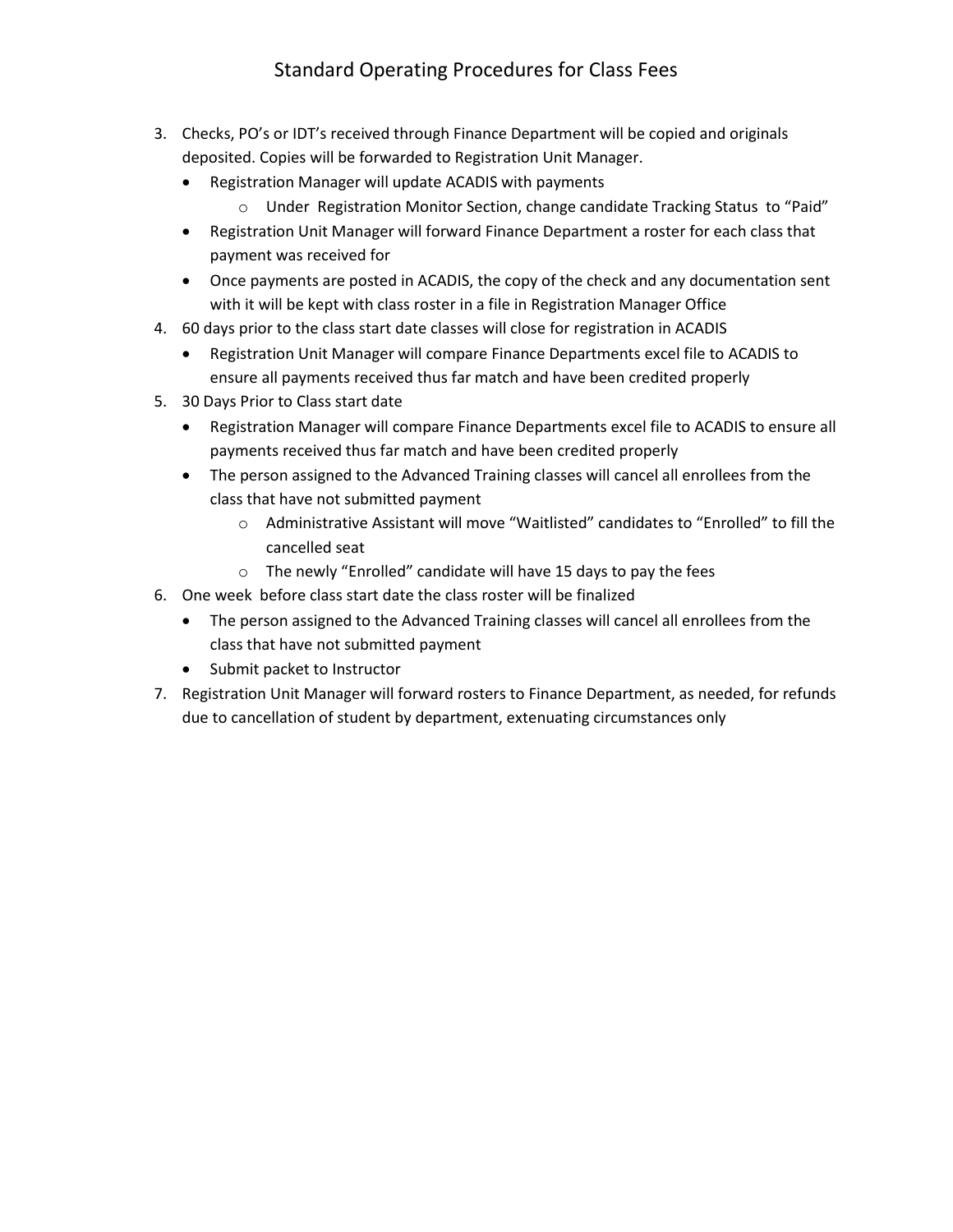3. Checks, PO's or IDT's received through Finance Department will be copied and originals deposited. Copies will be forwarded to Registration Unit Manager.
   - Registration Manager will update ACADIS with payments
     - Under Registration Monitor Section, change candidate Tracking Status to "Paid"
   - Registration Unit Manager will forward Finance Department a roster for each class that payment was received for
   - Once payments are posted in ACADIS, the copy of the check and any documentation sent with it will be kept with class roster in a file in Registration Manager Office
4. 60 days prior to the class start date classes will close for registration in ACADIS
   - Registration Unit Manager will compare Finance Departments excel file to ACADIS to ensure all payments received thus far match and have been credited properly
5. 30 Days Prior to Class start date
   - Registration Manager will compare Finance Departments excel file to ACADIS to ensure all payments received thus far match and have been credited properly
   - The person assigned to the Advanced Training classes will cancel all enrollees from the class that have not submitted payment
     - Administrative Assistant will move "Waitlisted" candidates to "Enrolled" to fill the cancelled seat
     - The newly "Enrolled" candidate will have 15 days to pay the fees
6. One week before class start date the class roster will be finalized
   - The person assigned to the Advanced Training classes will cancel all enrollees from the class that have not submitted payment
   - Submit packet to Instructor
7. Registration Unit Manager will forward rosters to Finance Department, as needed, for refunds due to cancellation of student by department, extenuating circumstances only